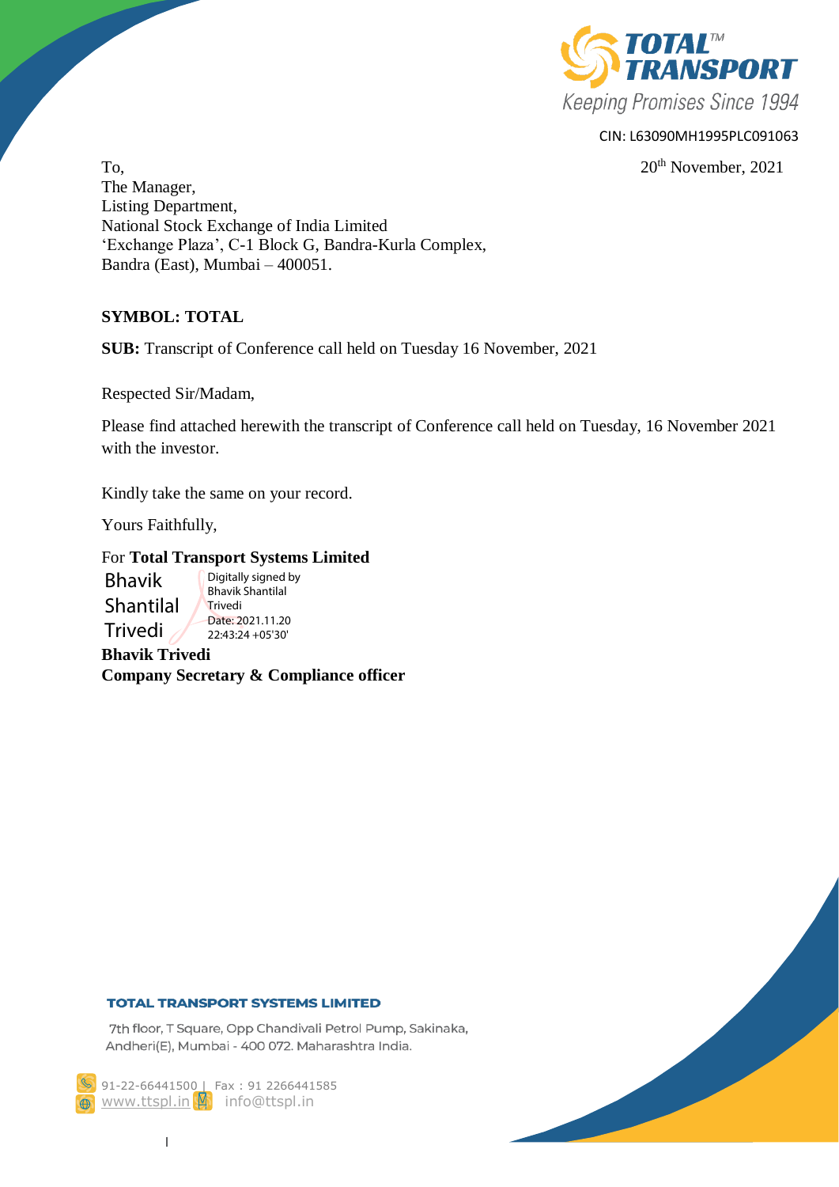**TOTAL™ TRANSPORT**

Keeping Promises Since 1994

CIN: L63090MH1995PLC091063

20th November, 2021

To,
The Manager,
Listing Department,
National Stock Exchange of India Limited
'Exchange Plaza', C-1 Block G, Bandra-Kurla Complex,
Bandra (East), Mumbai – 400051.

**SYMBOL: TOTAL**

**SUB:** Transcript of Conference call held on Tuesday 16 November, 2021

Respected Sir/Madam,

Please find attached herewith the transcript of Conference call held on Tuesday, 16 November 2021 with the investor.

Kindly take the same on your record.

Yours Faithfully,

For **Total Transport Systems Limited**

Bhavik Shantilal Trivedi
Digitally signed by Bhavik Shantilal Trivedi
Date: 2021.11.20 22:43:24 +05'30'

**Bhavik Trivedi**
**Company Secretary & Compliance officer**

**TOTAL TRANSPORT SYSTEMS LIMITED**

7th floor, T Square, Opp Chandivali Petrol Pump, Sakinaka, Andheri(E), Mumbai - 400 072. Maharashtra India.

91-22-66441500 | Fax : 91 2266441585
www.ttspl.in info@ttspl.in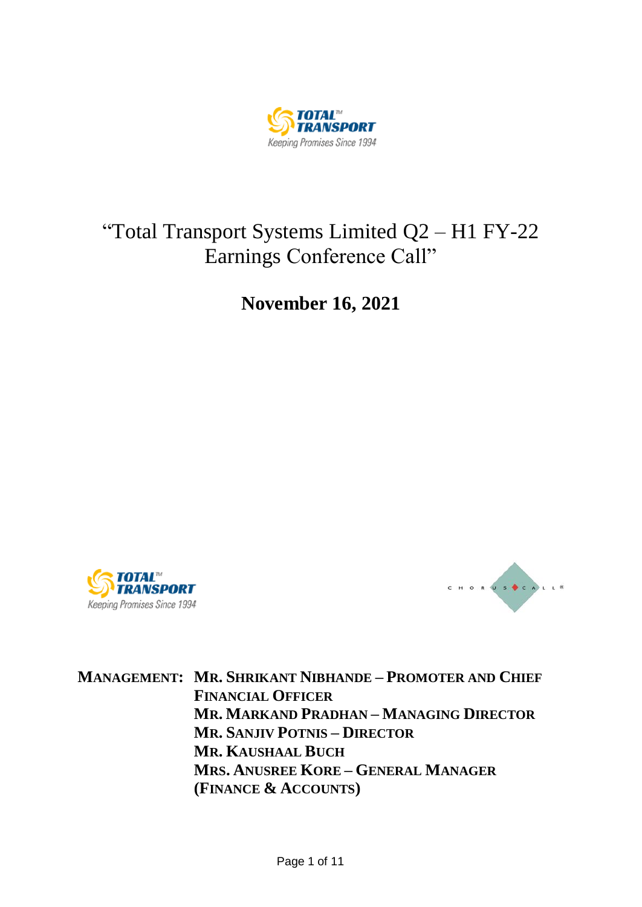# "Total Transport Systems Limited Q2 – H1 FY-22 Earnings Conference Call"

## November 16, 2021

**MANAGEMENT:** **MR. SHRIKANT NIBHANDE – PROMOTER AND CHIEF FINANCIAL OFFICER**
**MR. MARKAND PRADHAN – MANAGING DIRECTOR**
**MR. SANJIV POTNIS – DIRECTOR**
**MR. KAUSHAAL BUCH**
**MRS. ANUSREE KORE – GENERAL MANAGER (FINANCE & ACCOUNTS)**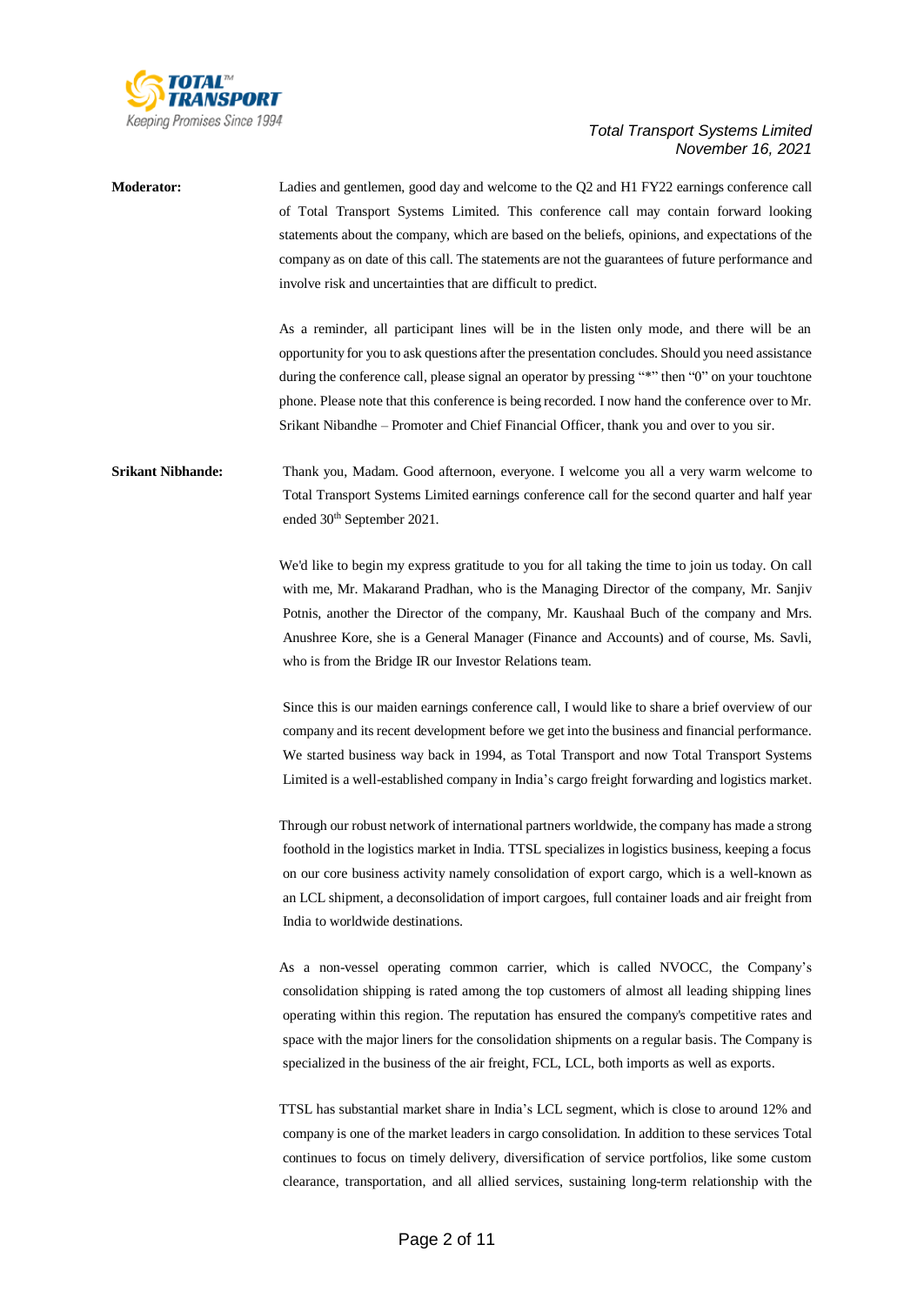**Moderator:** Ladies and gentlemen, good day and welcome to the Q2 and H1 FY22 earnings conference call of Total Transport Systems Limited. This conference call may contain forward looking statements about the company, which are based on the beliefs, opinions, and expectations of the company as on date of this call. The statements are not the guarantees of future performance and involve risk and uncertainties that are difficult to predict.

As a reminder, all participant lines will be in the listen only mode, and there will be an opportunity for you to ask questions after the presentation concludes. Should you need assistance during the conference call, please signal an operator by pressing "*" then "0" on your touchtone phone. Please note that this conference is being recorded. I now hand the conference over to Mr. Srikant Nibandhe – Promoter and Chief Financial Officer, thank you and over to you sir.

**Srikant Nibhande:** Thank you, Madam. Good afternoon, everyone. I welcome you all a very warm welcome to Total Transport Systems Limited earnings conference call for the second quarter and half year ended 30th September 2021.

We'd like to begin my express gratitude to you for all taking the time to join us today. On call with me, Mr. Makarand Pradhan, who is the Managing Director of the company, Mr. Sanjiv Potnis, another the Director of the company, Mr. Kaushaal Buch of the company and Mrs. Anushree Kore, she is a General Manager (Finance and Accounts) and of course, Ms. Savli, who is from the Bridge IR our Investor Relations team.

Since this is our maiden earnings conference call, I would like to share a brief overview of our company and its recent development before we get into the business and financial performance. We started business way back in 1994, as Total Transport and now Total Transport Systems Limited is a well-established company in India's cargo freight forwarding and logistics market.

Through our robust network of international partners worldwide, the company has made a strong foothold in the logistics market in India. TTSL specializes in logistics business, keeping a focus on our core business activity namely consolidation of export cargo, which is a well-known as an LCL shipment, a deconsolidation of import cargoes, full container loads and air freight from India to worldwide destinations.

As a non-vessel operating common carrier, which is called NVOCC, the Company's consolidation shipping is rated among the top customers of almost all leading shipping lines operating within this region. The reputation has ensured the company's competitive rates and space with the major liners for the consolidation shipments on a regular basis. The Company is specialized in the business of the air freight, FCL, LCL, both imports as well as exports.

TTSL has substantial market share in India's LCL segment, which is close to around 12% and company is one of the market leaders in cargo consolidation. In addition to these services Total continues to focus on timely delivery, diversification of service portfolios, like some custom clearance, transportation, and all allied services, sustaining long-term relationship with the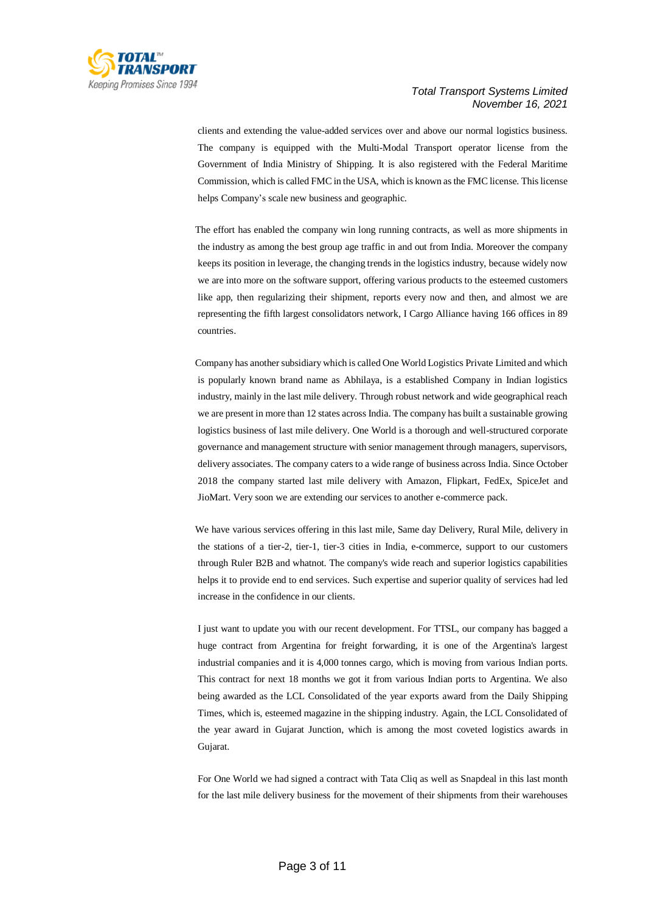clients and extending the value-added services over and above our normal logistics business. The company is equipped with the Multi-Modal Transport operator license from the Government of India Ministry of Shipping. It is also registered with the Federal Maritime Commission, which is called FMC in the USA, which is known as the FMC license. This license helps Company's scale new business and geographic.

The effort has enabled the company win long running contracts, as well as more shipments in the industry as among the best group age traffic in and out from India. Moreover the company keeps its position in leverage, the changing trends in the logistics industry, because widely now we are into more on the software support, offering various products to the esteemed customers like app, then regularizing their shipment, reports every now and then, and almost we are representing the fifth largest consolidators network, I Cargo Alliance having 166 offices in 89 countries.

Company has another subsidiary which is called One World Logistics Private Limited and which is popularly known brand name as Abhilaya, is a established Company in Indian logistics industry, mainly in the last mile delivery. Through robust network and wide geographical reach we are present in more than 12 states across India. The company has built a sustainable growing logistics business of last mile delivery. One World is a thorough and well-structured corporate governance and management structure with senior management through managers, supervisors, delivery associates. The company caters to a wide range of business across India. Since October 2018 the company started last mile delivery with Amazon, Flipkart, FedEx, SpiceJet and JioMart. Very soon we are extending our services to another e-commerce pack.

We have various services offering in this last mile, Same day Delivery, Rural Mile, delivery in the stations of a tier-2, tier-1, tier-3 cities in India, e-commerce, support to our customers through Ruler B2B and whatnot. The company's wide reach and superior logistics capabilities helps it to provide end to end services. Such expertise and superior quality of services had led increase in the confidence in our clients.

I just want to update you with our recent development. For TTSL, our company has bagged a huge contract from Argentina for freight forwarding, it is one of the Argentina's largest industrial companies and it is 4,000 tonnes cargo, which is moving from various Indian ports. This contract for next 18 months we got it from various Indian ports to Argentina. We also being awarded as the LCL Consolidated of the year exports award from the Daily Shipping Times, which is, esteemed magazine in the shipping industry. Again, the LCL Consolidated of the year award in Gujarat Junction, which is among the most coveted logistics awards in Gujarat.

For One World we had signed a contract with Tata Cliq as well as Snapdeal in this last month for the last mile delivery business for the movement of their shipments from their warehouses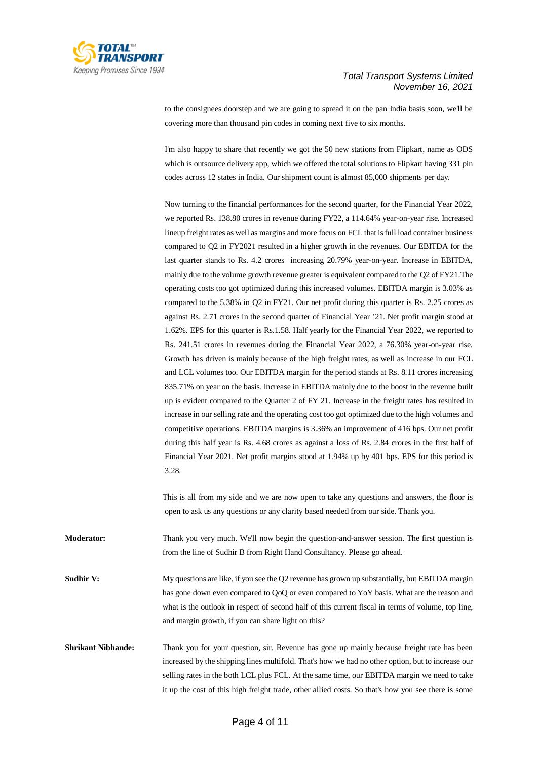to the consignees doorstep and we are going to spread it on the pan India basis soon, we'll be covering more than thousand pin codes in coming next five to six months.

I'm also happy to share that recently we got the 50 new stations from Flipkart, name as ODS which is outsource delivery app, which we offered the total solutions to Flipkart having 331 pin codes across 12 states in India. Our shipment count is almost 85,000 shipments per day.

Now turning to the financial performances for the second quarter, for the Financial Year 2022, we reported Rs. 138.80 crores in revenue during FY22, a 114.64% year-on-year rise. Increased lineup freight rates as well as margins and more focus on FCL that is full load container business compared to Q2 in FY2021 resulted in a higher growth in the revenues. Our EBITDA for the last quarter stands to Rs. 4.2 crores increasing 20.79% year-on-year. Increase in EBITDA, mainly due to the volume growth revenue greater is equivalent compared to the Q2 of FY21.The operating costs too got optimized during this increased volumes. EBITDA margin is 3.03% as compared to the 5.38% in Q2 in FY21. Our net profit during this quarter is Rs. 2.25 crores as against Rs. 2.71 crores in the second quarter of Financial Year '21. Net profit margin stood at 1.62%. EPS for this quarter is Rs.1.58. Half yearly for the Financial Year 2022, we reported to Rs. 241.51 crores in revenues during the Financial Year 2022, a 76.30% year-on-year rise. Growth has driven is mainly because of the high freight rates, as well as increase in our FCL and LCL volumes too. Our EBITDA margin for the period stands at Rs. 8.11 crores increasing 835.71% on year on the basis. Increase in EBITDA mainly due to the boost in the revenue built up is evident compared to the Quarter 2 of FY 21. Increase in the freight rates has resulted in increase in our selling rate and the operating cost too got optimized due to the high volumes and competitive operations. EBITDA margins is 3.36% an improvement of 416 bps. Our net profit during this half year is Rs. 4.68 crores as against a loss of Rs. 2.84 crores in the first half of Financial Year 2021. Net profit margins stood at 1.94% up by 401 bps. EPS for this period is 3.28.

This is all from my side and we are now open to take any questions and answers, the floor is open to ask us any questions or any clarity based needed from our side. Thank you.

**Moderator:** Thank you very much. We'll now begin the question-and-answer session. The first question is from the line of Sudhir B from Right Hand Consultancy. Please go ahead.

**Sudhir V:** My questions are like, if you see the Q2 revenue has grown up substantially, but EBITDA margin has gone down even compared to QoQ or even compared to YoY basis. What are the reason and what is the outlook in respect of second half of this current fiscal in terms of volume, top line, and margin growth, if you can share light on this?

**Shrikant Nibhande:** Thank you for your question, sir. Revenue has gone up mainly because freight rate has been increased by the shipping lines multifold. That's how we had no other option, but to increase our selling rates in the both LCL plus FCL. At the same time, our EBITDA margin we need to take it up the cost of this high freight trade, other allied costs. So that's how you see there is some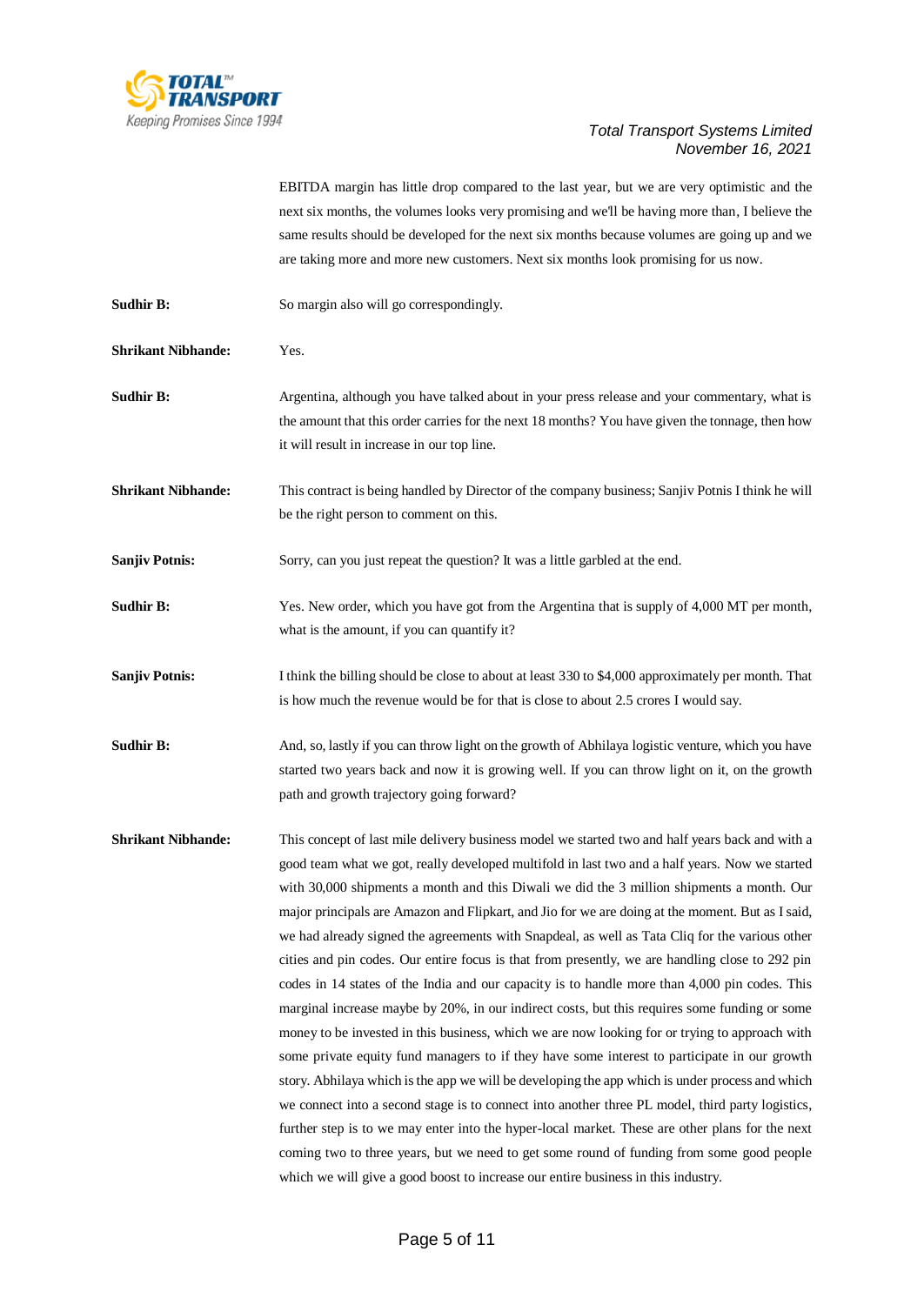EBITDA margin has little drop compared to the last year, but we are very optimistic and the next six months, the volumes looks very promising and we'll be having more than, I believe the same results should be developed for the next six months because volumes are going up and we are taking more and more new customers. Next six months look promising for us now.

**Sudhir B:** So margin also will go correspondingly.

**Shrikant Nibhande:** Yes.

**Sudhir B:** Argentina, although you have talked about in your press release and your commentary, what is the amount that this order carries for the next 18 months? You have given the tonnage, then how it will result in increase in our top line.

**Shrikant Nibhande:** This contract is being handled by Director of the company business; Sanjiv Potnis I think he will be the right person to comment on this.

**Sanjiv Potnis:** Sorry, can you just repeat the question? It was a little garbled at the end.

**Sudhir B:** Yes. New order, which you have got from the Argentina that is supply of 4,000 MT per month, what is the amount, if you can quantify it?

**Sanjiv Potnis:** I think the billing should be close to about at least 330 to $4,000 approximately per month. That is how much the revenue would be for that is close to about 2.5 crores I would say.

**Sudhir B:** And, so, lastly if you can throw light on the growth of Abhilaya logistic venture, which you have started two years back and now it is growing well. If you can throw light on it, on the growth path and growth trajectory going forward?

**Shrikant Nibhande:** This concept of last mile delivery business model we started two and half years back and with a good team what we got, really developed multifold in last two and a half years. Now we started with 30,000 shipments a month and this Diwali we did the 3 million shipments a month. Our major principals are Amazon and Flipkart, and Jio for we are doing at the moment. But as I said, we had already signed the agreements with Snapdeal, as well as Tata Cliq for the various other cities and pin codes. Our entire focus is that from presently, we are handling close to 292 pin codes in 14 states of the India and our capacity is to handle more than 4,000 pin codes. This marginal increase maybe by 20%, in our indirect costs, but this requires some funding or some money to be invested in this business, which we are now looking for or trying to approach with some private equity fund managers to if they have some interest to participate in our growth story. Abhilaya which is the app we will be developing the app which is under process and which we connect into a second stage is to connect into another three PL model, third party logistics, further step is to we may enter into the hyper-local market. These are other plans for the next coming two to three years, but we need to get some round of funding from some good people which we will give a good boost to increase our entire business in this industry.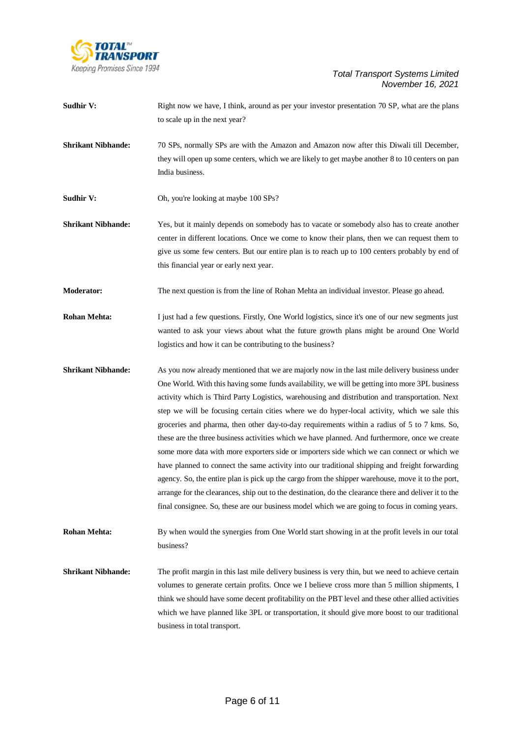**Sudhir V:** Right now we have, I think, around as per your investor presentation 70 SP, what are the plans to scale up in the next year?

**Shrikant Nibhande:** 70 SPs, normally SPs are with the Amazon and Amazon now after this Diwali till December, they will open up some centers, which we are likely to get maybe another 8 to 10 centers on pan India business.

**Sudhir V:** Oh, you're looking at maybe 100 SPs?

**Shrikant Nibhande:** Yes, but it mainly depends on somebody has to vacate or somebody also has to create another center in different locations. Once we come to know their plans, then we can request them to give us some few centers. But our entire plan is to reach up to 100 centers probably by end of this financial year or early next year.

**Moderator:** The next question is from the line of Rohan Mehta an individual investor. Please go ahead.

**Rohan Mehta:** I just had a few questions. Firstly, One World logistics, since it's one of our new segments just wanted to ask your views about what the future growth plans might be around One World logistics and how it can be contributing to the business?

**Shrikant Nibhande:** As you now already mentioned that we are majorly now in the last mile delivery business under One World. With this having some funds availability, we will be getting into more 3PL business activity which is Third Party Logistics, warehousing and distribution and transportation. Next step we will be focusing certain cities where we do hyper-local activity, which we sale this groceries and pharma, then other day-to-day requirements within a radius of 5 to 7 kms. So, these are the three business activities which we have planned. And furthermore, once we create some more data with more exporters side or importers side which we can connect or which we have planned to connect the same activity into our traditional shipping and freight forwarding agency. So, the entire plan is pick up the cargo from the shipper warehouse, move it to the port, arrange for the clearances, ship out to the destination, do the clearance there and deliver it to the final consignee. So, these are our business model which we are going to focus in coming years.

**Rohan Mehta:** By when would the synergies from One World start showing in at the profit levels in our total business?

**Shrikant Nibhande:** The profit margin in this last mile delivery business is very thin, but we need to achieve certain volumes to generate certain profits. Once we I believe cross more than 5 million shipments, I think we should have some decent profitability on the PBT level and these other allied activities which we have planned like 3PL or transportation, it should give more boost to our traditional business in total transport.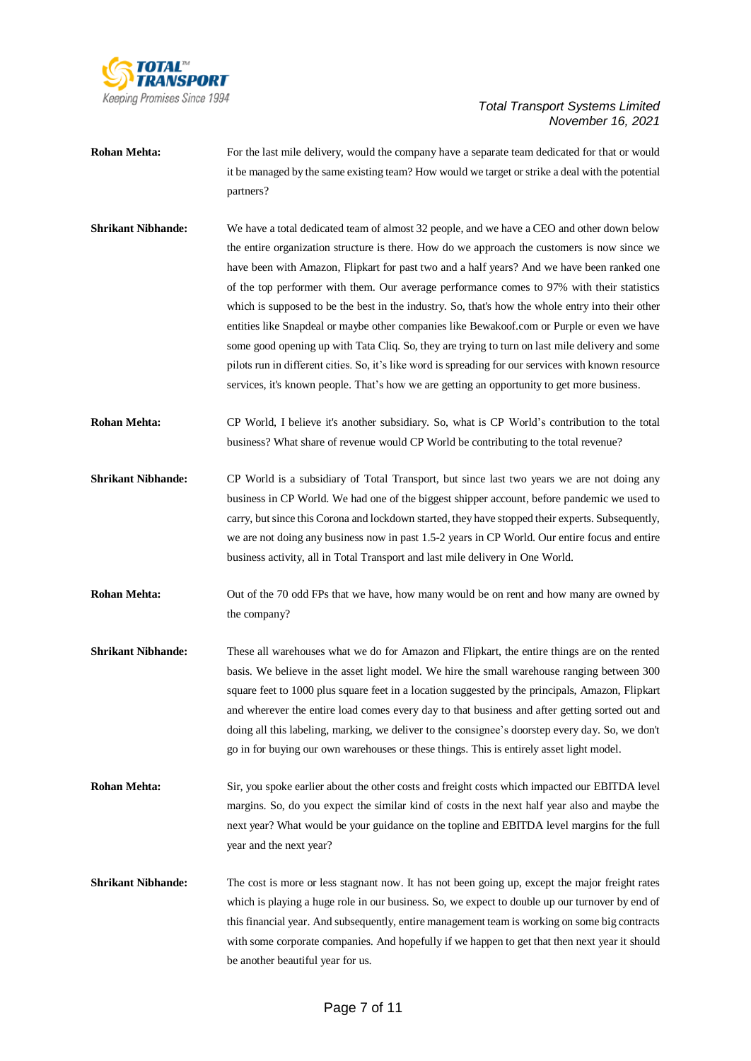**Rohan Mehta:** For the last mile delivery, would the company have a separate team dedicated for that or would it be managed by the same existing team? How would we target or strike a deal with the potential partners?

**Shrikant Nibhande:** We have a total dedicated team of almost 32 people, and we have a CEO and other down below the entire organization structure is there. How do we approach the customers is now since we have been with Amazon, Flipkart for past two and a half years? And we have been ranked one of the top performer with them. Our average performance comes to 97% with their statistics which is supposed to be the best in the industry. So, that's how the whole entry into their other entities like Snapdeal or maybe other companies like Bewakoof.com or Purple or even we have some good opening up with Tata Cliq. So, they are trying to turn on last mile delivery and some pilots run in different cities. So, it's like word is spreading for our services with known resource services, it's known people. That's how we are getting an opportunity to get more business.

**Rohan Mehta:** CP World, I believe it's another subsidiary. So, what is CP World's contribution to the total business? What share of revenue would CP World be contributing to the total revenue?

**Shrikant Nibhande:** CP World is a subsidiary of Total Transport, but since last two years we are not doing any business in CP World. We had one of the biggest shipper account, before pandemic we used to carry, but since this Corona and lockdown started, they have stopped their experts. Subsequently, we are not doing any business now in past 1.5-2 years in CP World. Our entire focus and entire business activity, all in Total Transport and last mile delivery in One World.

**Rohan Mehta:** Out of the 70 odd FPs that we have, how many would be on rent and how many are owned by the company?

**Shrikant Nibhande:** These all warehouses what we do for Amazon and Flipkart, the entire things are on the rented basis. We believe in the asset light model. We hire the small warehouse ranging between 300 square feet to 1000 plus square feet in a location suggested by the principals, Amazon, Flipkart and wherever the entire load comes every day to that business and after getting sorted out and doing all this labeling, marking, we deliver to the consignee's doorstep every day. So, we don't go in for buying our own warehouses or these things. This is entirely asset light model.

**Rohan Mehta:** Sir, you spoke earlier about the other costs and freight costs which impacted our EBITDA level margins. So, do you expect the similar kind of costs in the next half year also and maybe the next year? What would be your guidance on the topline and EBITDA level margins for the full year and the next year?

**Shrikant Nibhande:** The cost is more or less stagnant now. It has not been going up, except the major freight rates which is playing a huge role in our business. So, we expect to double up our turnover by end of this financial year. And subsequently, entire management team is working on some big contracts with some corporate companies. And hopefully if we happen to get that then next year it should be another beautiful year for us.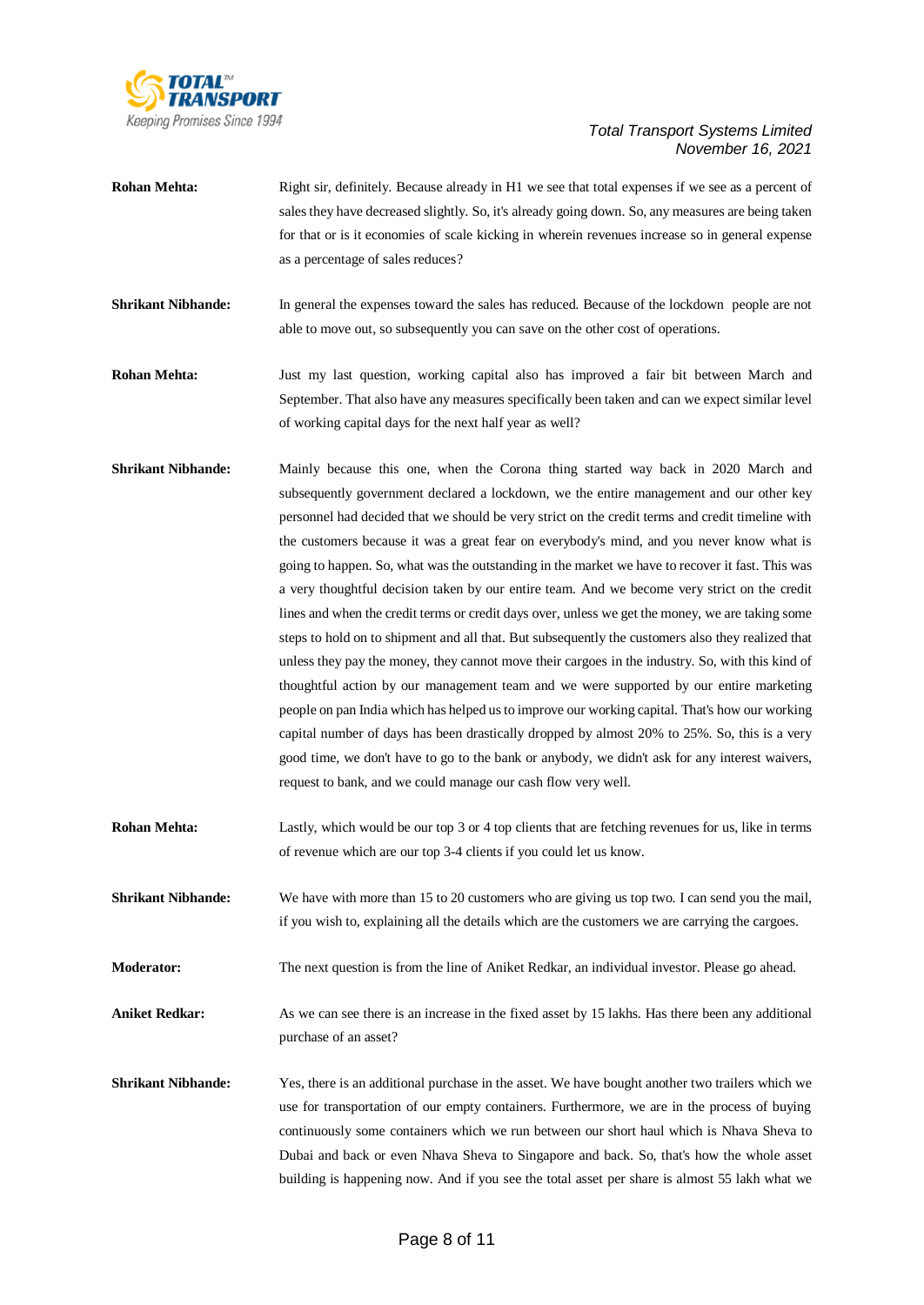**Rohan Mehta:** Right sir, definitely. Because already in H1 we see that total expenses if we see as a percent of sales they have decreased slightly. So, it's already going down. So, any measures are being taken for that or is it economies of scale kicking in wherein revenues increase so in general expense as a percentage of sales reduces?

**Shrikant Nibhande:** In general the expenses toward the sales has reduced. Because of the lockdown people are not able to move out, so subsequently you can save on the other cost of operations.

**Rohan Mehta:** Just my last question, working capital also has improved a fair bit between March and September. That also have any measures specifically been taken and can we expect similar level of working capital days for the next half year as well?

**Shrikant Nibhande:** Mainly because this one, when the Corona thing started way back in 2020 March and subsequently government declared a lockdown, we the entire management and our other key personnel had decided that we should be very strict on the credit terms and credit timeline with the customers because it was a great fear on everybody's mind, and you never know what is going to happen. So, what was the outstanding in the market we have to recover it fast. This was a very thoughtful decision taken by our entire team. And we become very strict on the credit lines and when the credit terms or credit days over, unless we get the money, we are taking some steps to hold on to shipment and all that. But subsequently the customers also they realized that unless they pay the money, they cannot move their cargoes in the industry. So, with this kind of thoughtful action by our management team and we were supported by our entire marketing people on pan India which has helped us to improve our working capital. That's how our working capital number of days has been drastically dropped by almost 20% to 25%. So, this is a very good time, we don't have to go to the bank or anybody, we didn't ask for any interest waivers, request to bank, and we could manage our cash flow very well.

**Rohan Mehta:** Lastly, which would be our top 3 or 4 top clients that are fetching revenues for us, like in terms of revenue which are our top 3-4 clients if you could let us know.

**Shrikant Nibhande:** We have with more than 15 to 20 customers who are giving us top two. I can send you the mail, if you wish to, explaining all the details which are the customers we are carrying the cargoes.

**Moderator:** The next question is from the line of Aniket Redkar, an individual investor. Please go ahead.

**Aniket Redkar:** As we can see there is an increase in the fixed asset by 15 lakhs. Has there been any additional purchase of an asset?

**Shrikant Nibhande:** Yes, there is an additional purchase in the asset. We have bought another two trailers which we use for transportation of our empty containers. Furthermore, we are in the process of buying continuously some containers which we run between our short haul which is Nhava Sheva to Dubai and back or even Nhava Sheva to Singapore and back. So, that's how the whole asset building is happening now. And if you see the total asset per share is almost 55 lakh what we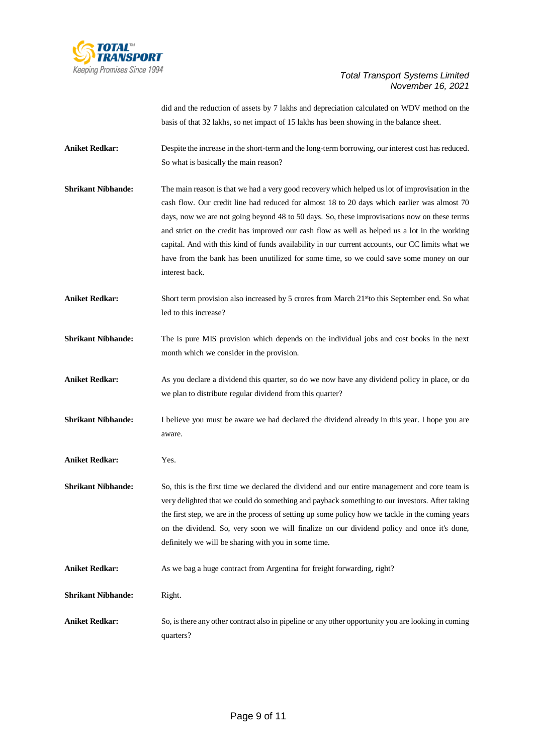did and the reduction of assets by 7 lakhs and depreciation calculated on WDV method on the basis of that 32 lakhs, so net impact of 15 lakhs has been showing in the balance sheet.

**Aniket Redkar:** Despite the increase in the short-term and the long-term borrowing, our interest cost has reduced. So what is basically the main reason?

**Shrikant Nibhande:** The main reason is that we had a very good recovery which helped us lot of improvisation in the cash flow. Our credit line had reduced for almost 18 to 20 days which earlier was almost 70 days, now we are not going beyond 48 to 50 days. So, these improvisations now on these terms and strict on the credit has improved our cash flow as well as helped us a lot in the working capital. And with this kind of funds availability in our current accounts, our CC limits what we have from the bank has been unutilized for some time, so we could save some money on our interest back.

**Aniket Redkar:** Short term provision also increased by 5 crores from March 21st to this September end. So what led to this increase?

**Shrikant Nibhande:** The is pure MIS provision which depends on the individual jobs and cost books in the next month which we consider in the provision.

**Aniket Redkar:** As you declare a dividend this quarter, so do we now have any dividend policy in place, or do we plan to distribute regular dividend from this quarter?

**Shrikant Nibhande:** I believe you must be aware we had declared the dividend already in this year. I hope you are aware.

**Aniket Redkar:** Yes.

**Shrikant Nibhande:** So, this is the first time we declared the dividend and our entire management and core team is very delighted that we could do something and payback something to our investors. After taking the first step, we are in the process of setting up some policy how we tackle in the coming years on the dividend. So, very soon we will finalize on our dividend policy and once it's done, definitely we will be sharing with you in some time.

**Aniket Redkar:** As we bag a huge contract from Argentina for freight forwarding, right?

**Shrikant Nibhande:** Right.

**Aniket Redkar:** So, is there any other contract also in pipeline or any other opportunity you are looking in coming quarters?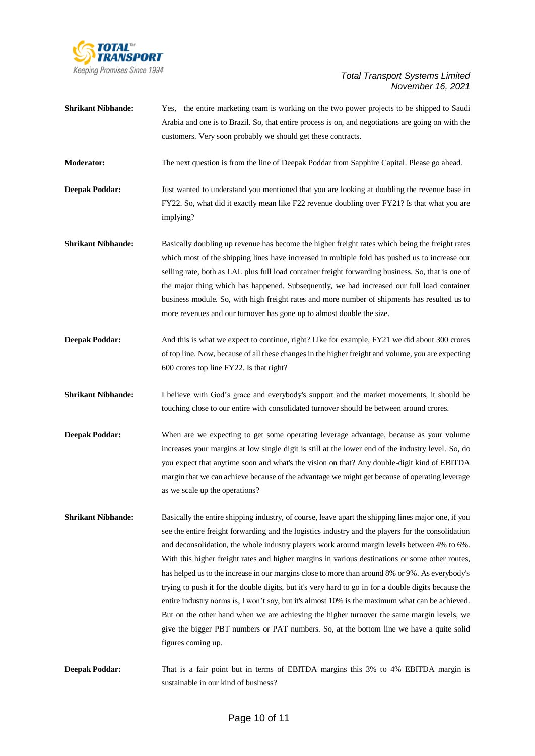**Shrikant Nibhande:** Yes, the entire marketing team is working on the two power projects to be shipped to Saudi Arabia and one is to Brazil. So, that entire process is on, and negotiations are going on with the customers. Very soon probably we should get these contracts.

**Moderator:** The next question is from the line of Deepak Poddar from Sapphire Capital. Please go ahead.

**Deepak Poddar:** Just wanted to understand you mentioned that you are looking at doubling the revenue base in FY22. So, what did it exactly mean like F22 revenue doubling over FY21? Is that what you are implying?

**Shrikant Nibhande:** Basically doubling up revenue has become the higher freight rates which being the freight rates which most of the shipping lines have increased in multiple fold has pushed us to increase our selling rate, both as LAL plus full load container freight forwarding business. So, that is one of the major thing which has happened. Subsequently, we had increased our full load container business module. So, with high freight rates and more number of shipments has resulted us to more revenues and our turnover has gone up to almost double the size.

**Deepak Poddar:** And this is what we expect to continue, right? Like for example, FY21 we did about 300 crores of top line. Now, because of all these changes in the higher freight and volume, you are expecting 600 crores top line FY22. Is that right?

**Shrikant Nibhande:** I believe with God's grace and everybody's support and the market movements, it should be touching close to our entire with consolidated turnover should be between around crores.

**Deepak Poddar:** When are we expecting to get some operating leverage advantage, because as your volume increases your margins at low single digit is still at the lower end of the industry level. So, do you expect that anytime soon and what's the vision on that? Any double-digit kind of EBITDA margin that we can achieve because of the advantage we might get because of operating leverage as we scale up the operations?

**Shrikant Nibhande:** Basically the entire shipping industry, of course, leave apart the shipping lines major one, if you see the entire freight forwarding and the logistics industry and the players for the consolidation and deconsolidation, the whole industry players work around margin levels between 4% to 6%. With this higher freight rates and higher margins in various destinations or some other routes, has helped us to the increase in our margins close to more than around 8% or 9%. As everybody's trying to push it for the double digits, but it's very hard to go in for a double digits because the entire industry norms is, I won't say, but it's almost 10% is the maximum what can be achieved. But on the other hand when we are achieving the higher turnover the same margin levels, we give the bigger PBT numbers or PAT numbers. So, at the bottom line we have a quite solid figures coming up.

**Deepak Poddar:** That is a fair point but in terms of EBITDA margins this 3% to 4% EBITDA margin is sustainable in our kind of business?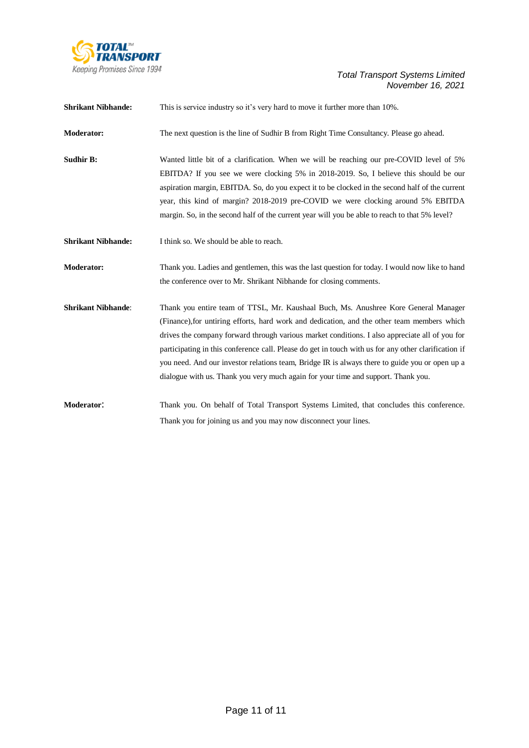**Shrikant Nibhande:** This is service industry so it's very hard to move it further more than 10%.

**Moderator:** The next question is the line of Sudhir B from Right Time Consultancy. Please go ahead.

**Sudhir B:** Wanted little bit of a clarification. When we will be reaching our pre-COVID level of 5% EBITDA? If you see we were clocking 5% in 2018-2019. So, I believe this should be our aspiration margin, EBITDA. So, do you expect it to be clocked in the second half of the current year, this kind of margin? 2018-2019 pre-COVID we were clocking around 5% EBITDA margin. So, in the second half of the current year will you be able to reach to that 5% level?

**Shrikant Nibhande:** I think so. We should be able to reach.

**Moderator:** Thank you. Ladies and gentlemen, this was the last question for today. I would now like to hand the conference over to Mr. Shrikant Nibhande for closing comments.

**Shrikant Nibhande**: Thank you entire team of TTSL, Mr. Kaushaal Buch, Ms. Anushree Kore General Manager (Finance),for untiring efforts, hard work and dedication, and the other team members which drives the company forward through various market conditions. I also appreciate all of you for participating in this conference call. Please do get in touch with us for any other clarification if you need. And our investor relations team, Bridge IR is always there to guide you or open up a dialogue with us. Thank you very much again for your time and support. Thank you.

**Moderator**: Thank you. On behalf of Total Transport Systems Limited, that concludes this conference. Thank you for joining us and you may now disconnect your lines.